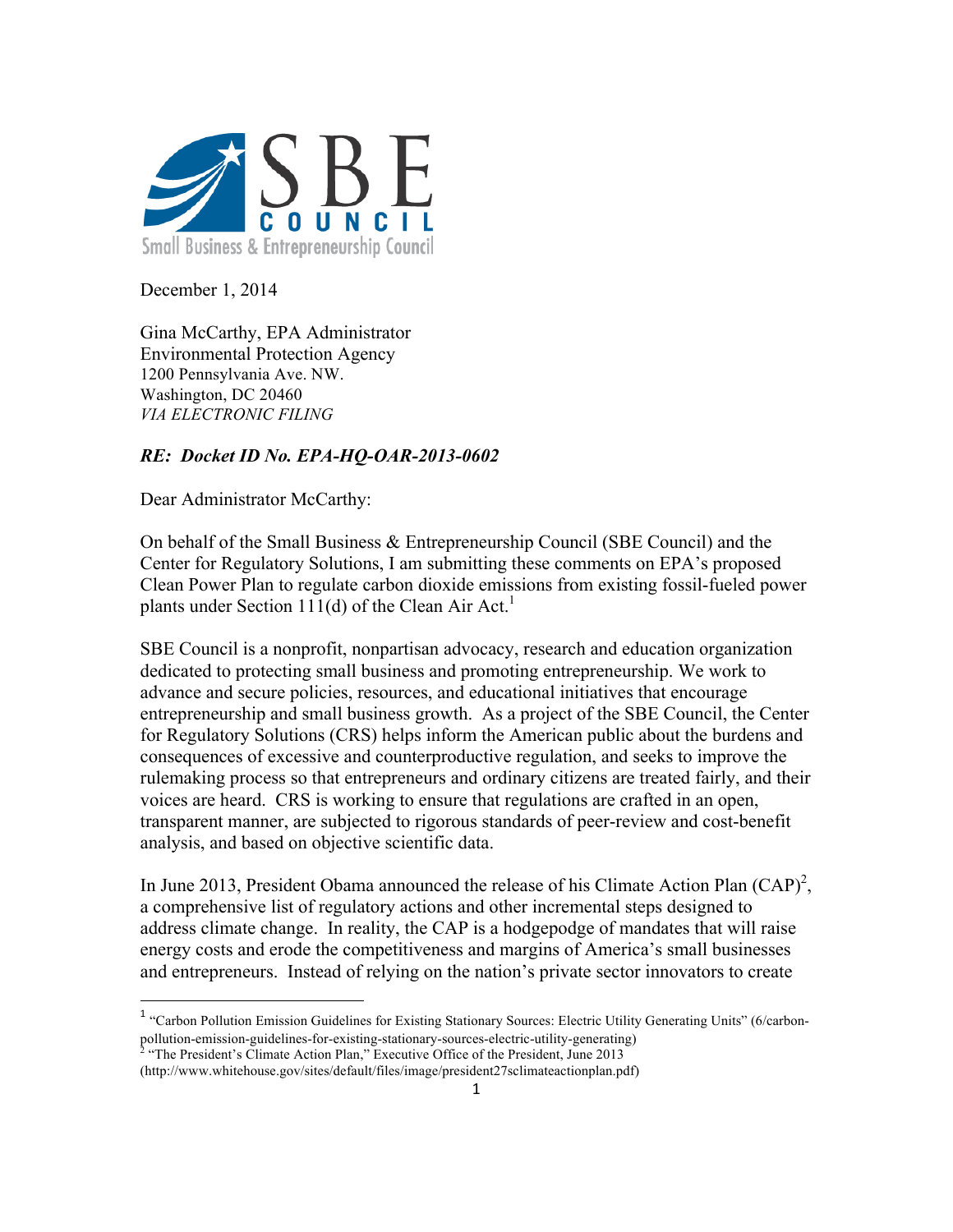SBE COUNCIL

Small Business & Entrepreneurship Council

December 1, 2014

Gina McCarthy, EPA Administrator
Environmental Protection Agency
1200 Pennsylvania Ave. NW.
Washington, DC 20460
*VIA ELECTRONIC FILING*

***RE: Docket ID No. EPA-HQ-OAR-2013-0602***

Dear Administrator McCarthy:

On behalf of the Small Business & Entrepreneurship Council (SBE Council) and the Center for Regulatory Solutions, I am submitting these comments on EPA's proposed Clean Power Plan to regulate carbon dioxide emissions from existing fossil-fueled power plants under Section 111(d) of the Clean Air Act.[1]

SBE Council is a nonprofit, nonpartisan advocacy, research and education organization dedicated to protecting small business and promoting entrepreneurship. We work to advance and secure policies, resources, and educational initiatives that encourage entrepreneurship and small business growth. As a project of the SBE Council, the Center for Regulatory Solutions (CRS) helps inform the American public about the burdens and consequences of excessive and counterproductive regulation, and seeks to improve the rulemaking process so that entrepreneurs and ordinary citizens are treated fairly, and their voices are heard. CRS is working to ensure that regulations are crafted in an open, transparent manner, are subjected to rigorous standards of peer-review and cost-benefit analysis, and based on objective scientific data.

In June 2013, President Obama announced the release of his Climate Action Plan (CAP)[2], a comprehensive list of regulatory actions and other incremental steps designed to address climate change. In reality, the CAP is a hodgepodge of mandates that will raise energy costs and erode the competitiveness and margins of America's small businesses and entrepreneurs. Instead of relying on the nation's private sector innovators to create

---

[1] "Carbon Pollution Emission Guidelines for Existing Stationary Sources: Electric Utility Generating Units" (6/carbon-pollution-emission-guidelines-for-existing-stationary-sources-electric-utility-generating)

[2] "The President's Climate Action Plan," Executive Office of the President, June 2013 (http://www.whitehouse.gov/sites/default/files/image/president27sclimateactionplan.pdf)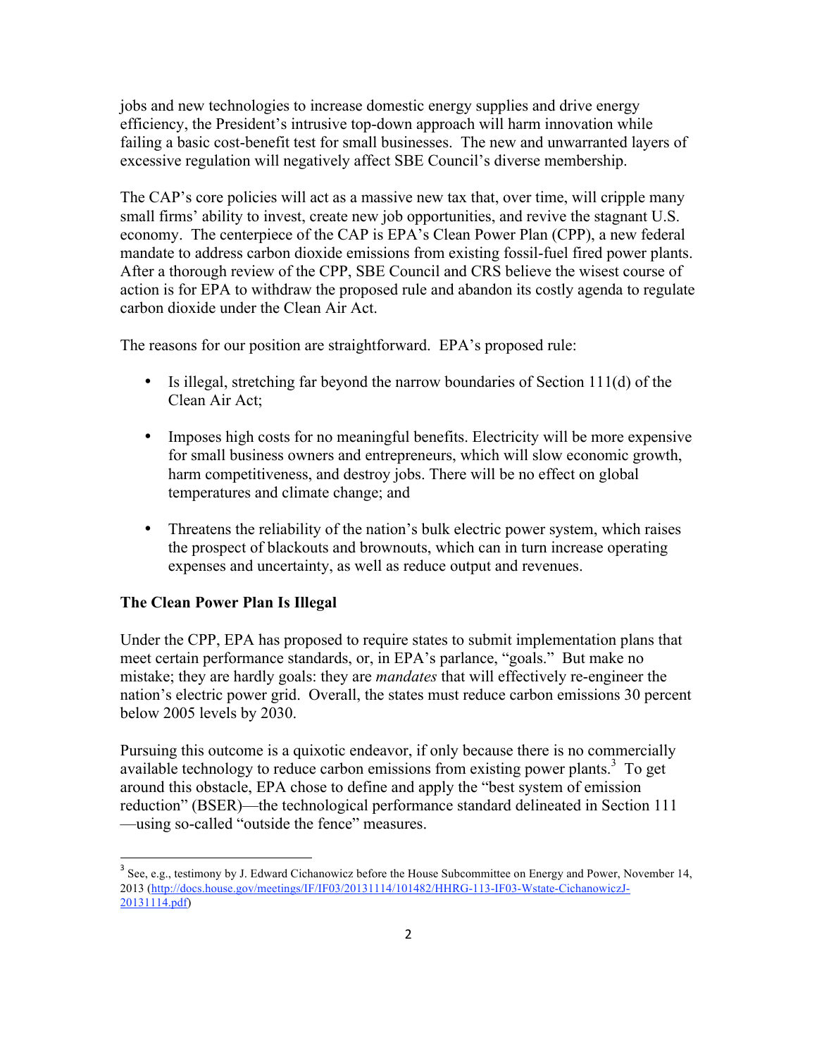jobs and new technologies to increase domestic energy supplies and drive energy efficiency, the President's intrusive top-down approach will harm innovation while failing a basic cost-benefit test for small businesses. The new and unwarranted layers of excessive regulation will negatively affect SBE Council's diverse membership.

The CAP's core policies will act as a massive new tax that, over time, will cripple many small firms' ability to invest, create new job opportunities, and revive the stagnant U.S. economy. The centerpiece of the CAP is EPA's Clean Power Plan (CPP), a new federal mandate to address carbon dioxide emissions from existing fossil-fuel fired power plants. After a thorough review of the CPP, SBE Council and CRS believe the wisest course of action is for EPA to withdraw the proposed rule and abandon its costly agenda to regulate carbon dioxide under the Clean Air Act.

The reasons for our position are straightforward. EPA's proposed rule:

- Is illegal, stretching far beyond the narrow boundaries of Section 111(d) of the Clean Air Act;
- Imposes high costs for no meaningful benefits. Electricity will be more expensive for small business owners and entrepreneurs, which will slow economic growth, harm competitiveness, and destroy jobs. There will be no effect on global temperatures and climate change; and
- Threatens the reliability of the nation's bulk electric power system, which raises the prospect of blackouts and brownouts, which can in turn increase operating expenses and uncertainty, as well as reduce output and revenues.

**The Clean Power Plan Is Illegal**

Under the CPP, EPA has proposed to require states to submit implementation plans that meet certain performance standards, or, in EPA's parlance, "goals." But make no mistake; they are hardly goals: they are *mandates* that will effectively re-engineer the nation's electric power grid. Overall, the states must reduce carbon emissions 30 percent below 2005 levels by 2030.

Pursuing this outcome is a quixotic endeavor, if only because there is no commercially available technology to reduce carbon emissions from existing power plants.[3] To get around this obstacle, EPA chose to define and apply the "best system of emission reduction" (BSER)—the technological performance standard delineated in Section 111—using so-called "outside the fence" measures.

---

[3] See, e.g., testimony by J. Edward Cichanowicz before the House Subcommittee on Energy and Power, November 14, 2013 (http://docs.house.gov/meetings/IF/IF03/20131114/101482/HHRG-113-IF03-Wstate-CichanowiczJ-20131114.pdf)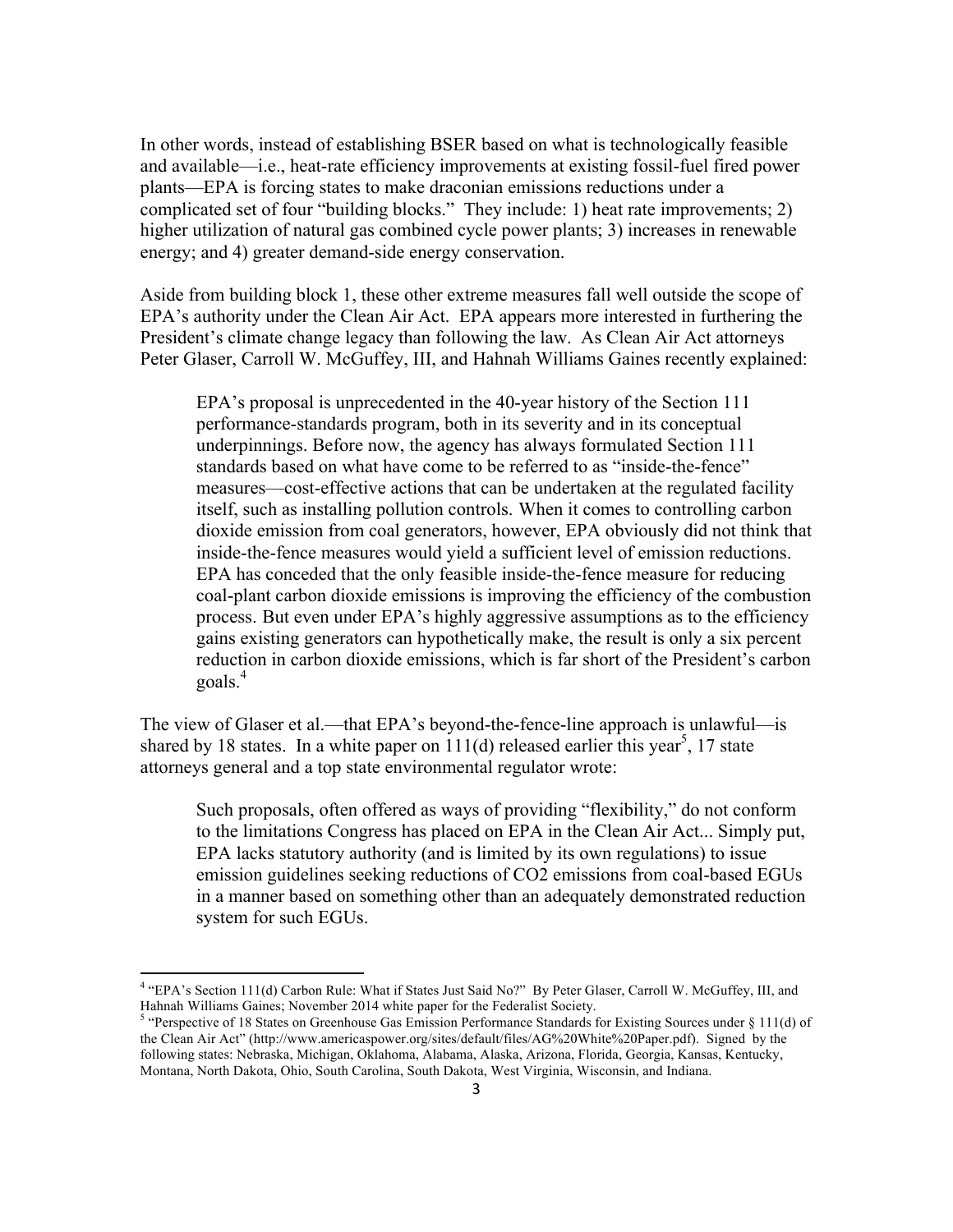In other words, instead of establishing BSER based on what is technologically feasible and available—i.e., heat-rate efficiency improvements at existing fossil-fuel fired power plants—EPA is forcing states to make draconian emissions reductions under a complicated set of four "building blocks." They include: 1) heat rate improvements; 2) higher utilization of natural gas combined cycle power plants; 3) increases in renewable energy; and 4) greater demand-side energy conservation.

Aside from building block 1, these other extreme measures fall well outside the scope of EPA's authority under the Clean Air Act. EPA appears more interested in furthering the President's climate change legacy than following the law. As Clean Air Act attorneys Peter Glaser, Carroll W. McGuffey, III, and Hahnah Williams Gaines recently explained:

> EPA's proposal is unprecedented in the 40-year history of the Section 111 performance-standards program, both in its severity and in its conceptual underpinnings. Before now, the agency has always formulated Section 111 standards based on what have come to be referred to as "inside-the-fence" measures—cost-effective actions that can be undertaken at the regulated facility itself, such as installing pollution controls. When it comes to controlling carbon dioxide emission from coal generators, however, EPA obviously did not think that inside-the-fence measures would yield a sufficient level of emission reductions. EPA has conceded that the only feasible inside-the-fence measure for reducing coal-plant carbon dioxide emissions is improving the efficiency of the combustion process. But even under EPA's highly aggressive assumptions as to the efficiency gains existing generators can hypothetically make, the result is only a six percent reduction in carbon dioxide emissions, which is far short of the President's carbon goals.[4]

The view of Glaser et al.—that EPA's beyond-the-fence-line approach is unlawful—is shared by 18 states. In a white paper on 111(d) released earlier this year[5], 17 state attorneys general and a top state environmental regulator wrote:

> Such proposals, often offered as ways of providing "flexibility," do not conform to the limitations Congress has placed on EPA in the Clean Air Act... Simply put, EPA lacks statutory authority (and is limited by its own regulations) to issue emission guidelines seeking reductions of CO2 emissions from coal-based EGUs in a manner based on something other than an adequately demonstrated reduction system for such EGUs.

---

[4] "EPA's Section 111(d) Carbon Rule: What if States Just Said No?" By Peter Glaser, Carroll W. McGuffey, III, and Hahnah Williams Gaines; November 2014 white paper for the Federalist Society.

[5] "Perspective of 18 States on Greenhouse Gas Emission Performance Standards for Existing Sources under § 111(d) of the Clean Air Act" (http://www.americaspower.org/sites/default/files/AG%20White%20Paper.pdf). Signed by the following states: Nebraska, Michigan, Oklahoma, Alabama, Alaska, Arizona, Florida, Georgia, Kansas, Kentucky, Montana, North Dakota, Ohio, South Carolina, South Dakota, West Virginia, Wisconsin, and Indiana.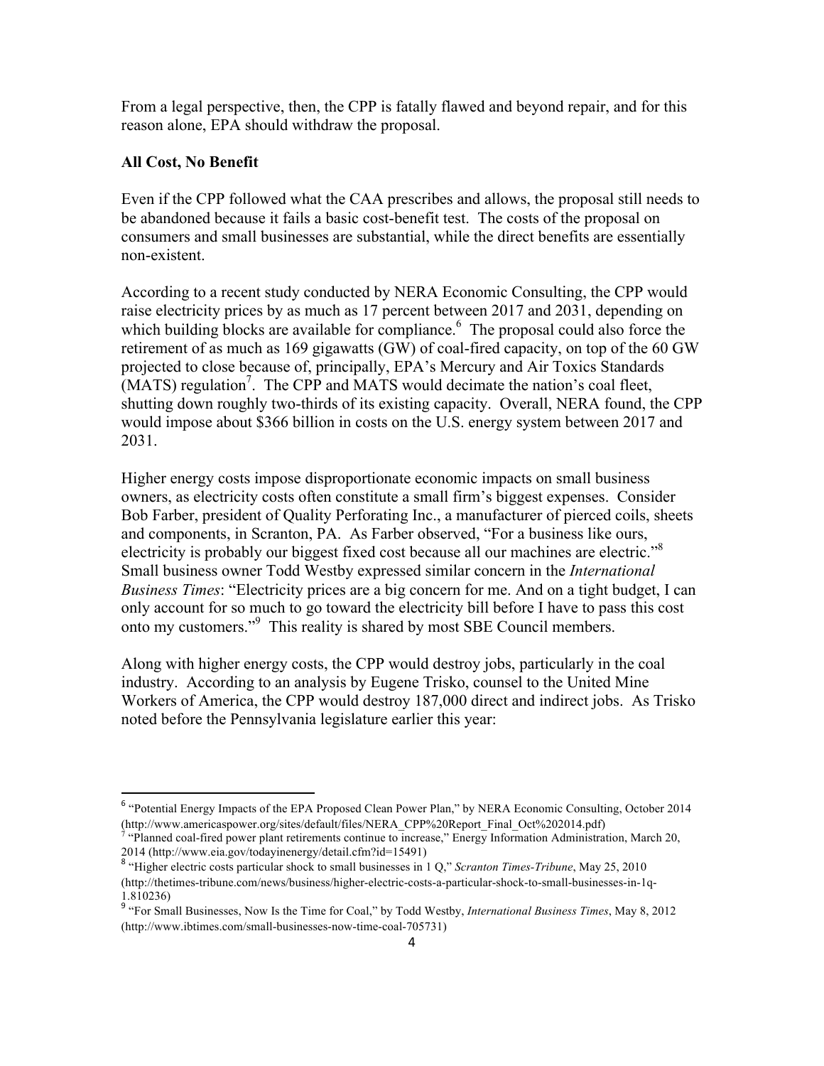From a legal perspective, then, the CPP is fatally flawed and beyond repair, and for this reason alone, EPA should withdraw the proposal.

**All Cost, No Benefit**

Even if the CPP followed what the CAA prescribes and allows, the proposal still needs to be abandoned because it fails a basic cost-benefit test. The costs of the proposal on consumers and small businesses are substantial, while the direct benefits are essentially non-existent.

According to a recent study conducted by NERA Economic Consulting, the CPP would raise electricity prices by as much as 17 percent between 2017 and 2031, depending on which building blocks are available for compliance.[6] The proposal could also force the retirement of as much as 169 gigawatts (GW) of coal-fired capacity, on top of the 60 GW projected to close because of, principally, EPA's Mercury and Air Toxics Standards (MATS) regulation[7]. The CPP and MATS would decimate the nation's coal fleet, shutting down roughly two-thirds of its existing capacity. Overall, NERA found, the CPP would impose about $366 billion in costs on the U.S. energy system between 2017 and 2031.

Higher energy costs impose disproportionate economic impacts on small business owners, as electricity costs often constitute a small firm's biggest expenses. Consider Bob Farber, president of Quality Perforating Inc., a manufacturer of pierced coils, sheets and components, in Scranton, PA. As Farber observed, "For a business like ours, electricity is probably our biggest fixed cost because all our machines are electric."[8] Small business owner Todd Westby expressed similar concern in the *International Business Times*: "Electricity prices are a big concern for me. And on a tight budget, I can only account for so much to go toward the electricity bill before I have to pass this cost onto my customers."[9] This reality is shared by most SBE Council members.

Along with higher energy costs, the CPP would destroy jobs, particularly in the coal industry. According to an analysis by Eugene Trisko, counsel to the United Mine Workers of America, the CPP would destroy 187,000 direct and indirect jobs. As Trisko noted before the Pennsylvania legislature earlier this year:

---

[6] "Potential Energy Impacts of the EPA Proposed Clean Power Plan," by NERA Economic Consulting, October 2014 (http://www.americaspower.org/sites/default/files/NERA_CPP%20Report_Final_Oct%202014.pdf)

[7] "Planned coal-fired power plant retirements continue to increase," Energy Information Administration, March 20, 2014 (http://www.eia.gov/todayinenergy/detail.cfm?id=15491)

[8] "Higher electric costs particular shock to small businesses in 1 Q," *Scranton Times-Tribune*, May 25, 2010 (http://thetimes-tribune.com/news/business/higher-electric-costs-a-particular-shock-to-small-businesses-in-1q-1.810236)

[9] "For Small Businesses, Now Is the Time for Coal," by Todd Westby, *International Business Times*, May 8, 2012 (http://www.ibtimes.com/small-businesses-now-time-coal-705731)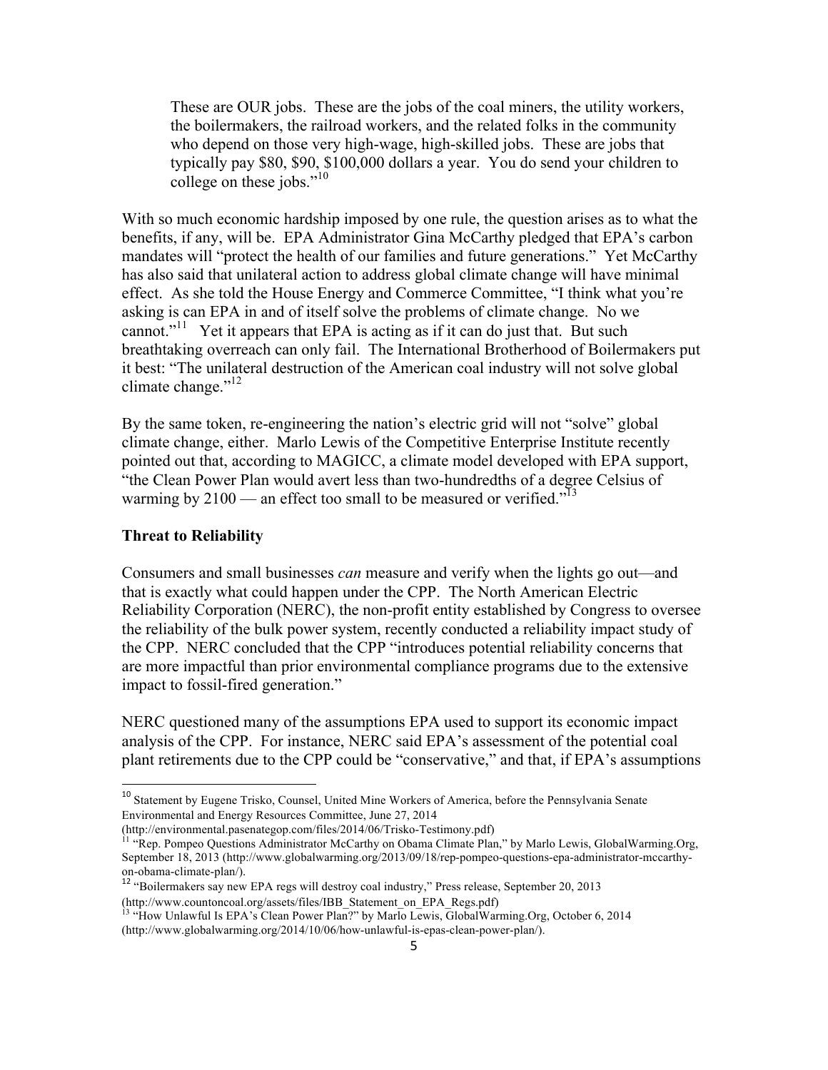> These are OUR jobs. These are the jobs of the coal miners, the utility workers, the boilermakers, the railroad workers, and the related folks in the community who depend on those very high-wage, high-skilled jobs. These are jobs that typically pay $80, $90, $100,000 dollars a year. You do send your children to college on these jobs."[10]

With so much economic hardship imposed by one rule, the question arises as to what the benefits, if any, will be. EPA Administrator Gina McCarthy pledged that EPA's carbon mandates will "protect the health of our families and future generations." Yet McCarthy has also said that unilateral action to address global climate change will have minimal effect. As she told the House Energy and Commerce Committee, "I think what you're asking is can EPA in and of itself solve the problems of climate change. No we cannot."[11] Yet it appears that EPA is acting as if it can do just that. But such breathtaking overreach can only fail. The International Brotherhood of Boilermakers put it best: "The unilateral destruction of the American coal industry will not solve global climate change."[12]

By the same token, re-engineering the nation's electric grid will not "solve" global climate change, either. Marlo Lewis of the Competitive Enterprise Institute recently pointed out that, according to MAGICC, a climate model developed with EPA support, "the Clean Power Plan would avert less than two-hundredths of a degree Celsius of warming by 2100 — an effect too small to be measured or verified."[13]

**Threat to Reliability**

Consumers and small businesses *can* measure and verify when the lights go out—and that is exactly what could happen under the CPP. The North American Electric Reliability Corporation (NERC), the non-profit entity established by Congress to oversee the reliability of the bulk power system, recently conducted a reliability impact study of the CPP. NERC concluded that the CPP "introduces potential reliability concerns that are more impactful than prior environmental compliance programs due to the extensive impact to fossil-fired generation."

NERC questioned many of the assumptions EPA used to support its economic impact analysis of the CPP. For instance, NERC said EPA's assessment of the potential coal plant retirements due to the CPP could be "conservative," and that, if EPA's assumptions

---

[10] Statement by Eugene Trisko, Counsel, United Mine Workers of America, before the Pennsylvania Senate Environmental and Energy Resources Committee, June 27, 2014 (http://environmental.pasenategop.com/files/2014/06/Trisko-Testimony.pdf)

[11] "Rep. Pompeo Questions Administrator McCarthy on Obama Climate Plan," by Marlo Lewis, GlobalWarming.Org, September 18, 2013 (http://www.globalwarming.org/2013/09/18/rep-pompeo-questions-epa-administrator-mccarthy-on-obama-climate-plan/).

[12] "Boilermakers say new EPA regs will destroy coal industry," Press release, September 20, 2013 (http://www.countoncoal.org/assets/files/IBB_Statement_on_EPA_Regs.pdf)

[13] "How Unlawful Is EPA's Clean Power Plan?" by Marlo Lewis, GlobalWarming.Org, October 6, 2014 (http://www.globalwarming.org/2014/10/06/how-unlawful-is-epas-clean-power-plan/).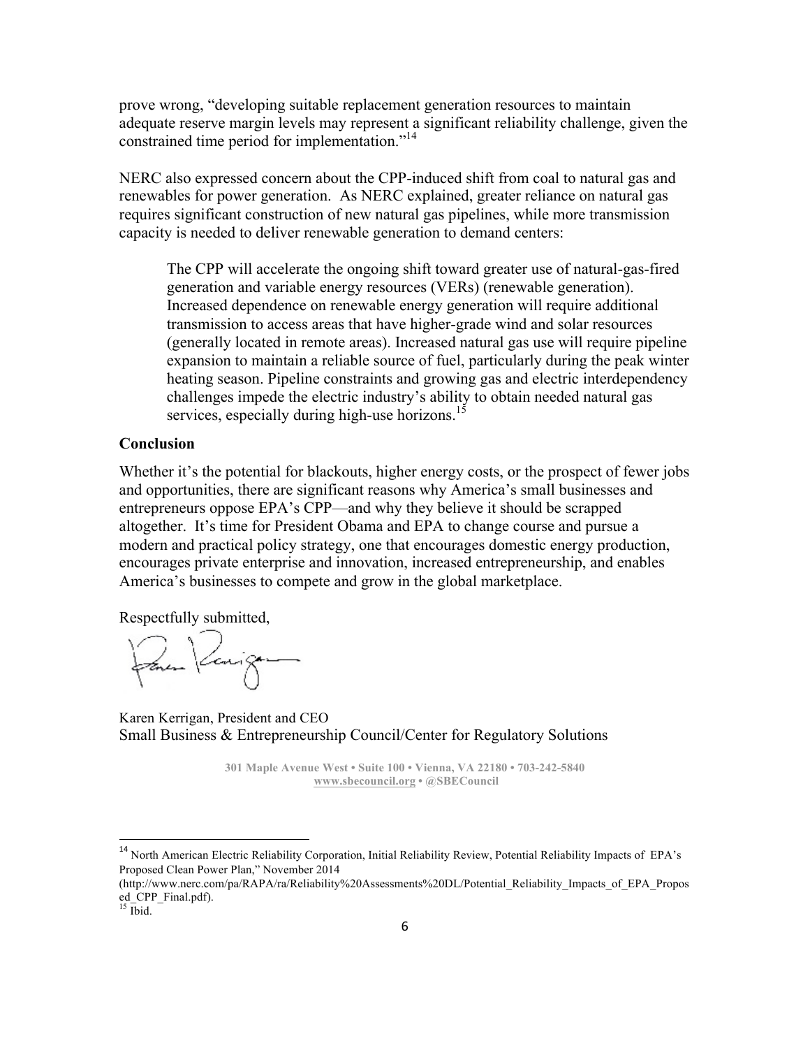prove wrong, "developing suitable replacement generation resources to maintain adequate reserve margin levels may represent a significant reliability challenge, given the constrained time period for implementation."[14]

NERC also expressed concern about the CPP-induced shift from coal to natural gas and renewables for power generation. As NERC explained, greater reliance on natural gas requires significant construction of new natural gas pipelines, while more transmission capacity is needed to deliver renewable generation to demand centers:

> The CPP will accelerate the ongoing shift toward greater use of natural-gas-fired generation and variable energy resources (VERs) (renewable generation). Increased dependence on renewable energy generation will require additional transmission to access areas that have higher-grade wind and solar resources (generally located in remote areas). Increased natural gas use will require pipeline expansion to maintain a reliable source of fuel, particularly during the peak winter heating season. Pipeline constraints and growing gas and electric interdependency challenges impede the electric industry's ability to obtain needed natural gas services, especially during high-use horizons.[15]

**Conclusion**

Whether it's the potential for blackouts, higher energy costs, or the prospect of fewer jobs and opportunities, there are significant reasons why America's small businesses and entrepreneurs oppose EPA's CPP—and why they believe it should be scrapped altogether. It's time for President Obama and EPA to change course and pursue a modern and practical policy strategy, one that encourages domestic energy production, encourages private enterprise and innovation, increased entrepreneurship, and enables America's businesses to compete and grow in the global marketplace.

Respectfully submitted,

Karen Kerrigan, President and CEO
Small Business & Entrepreneurship Council/Center for Regulatory Solutions

301 Maple Avenue West • Suite 100 • Vienna, VA 22180 • 703-242-5840
www.sbecouncil.org • @SBECouncil

---

[14] North American Electric Reliability Corporation, Initial Reliability Review, Potential Reliability Impacts of EPA's Proposed Clean Power Plan," November 2014 (http://www.nerc.com/pa/RAPA/ra/Reliability%20Assessments%20DL/Potential_Reliability_Impacts_of_EPA_Proposed_CPP_Final.pdf).

[15] Ibid.